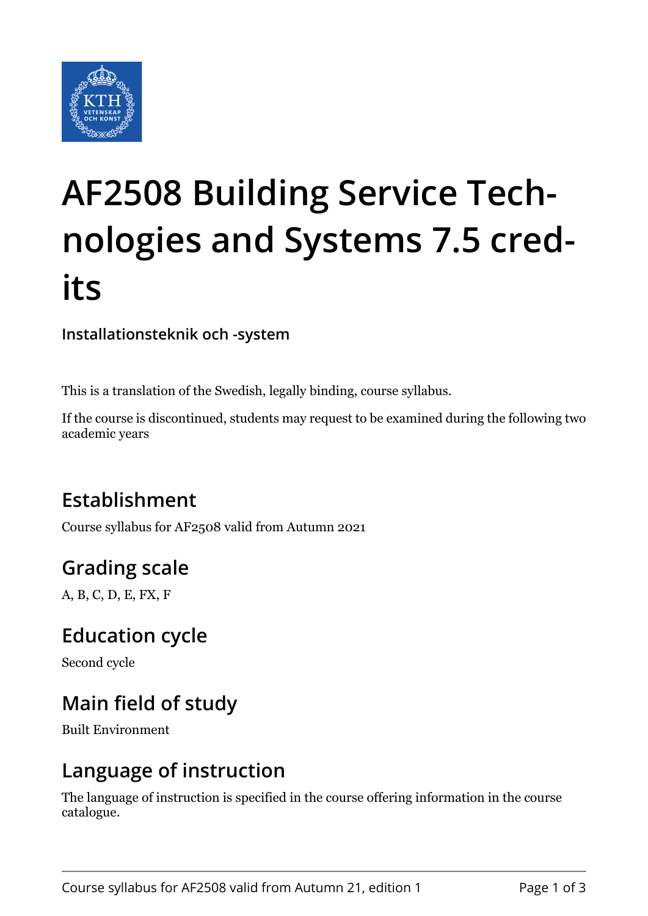# AF2508 Building Service Technologies and Systems 7.5 credits

**Installationsteknik och -system**

This is a translation of the Swedish, legally binding, course syllabus.

If the course is discontinued, students may request to be examined during the following two academic years

## Establishment

Course syllabus for AF2508 valid from Autumn 2021

## Grading scale

A, B, C, D, E, FX, F

## Education cycle

Second cycle

## Main field of study

Built Environment

## Language of instruction

The language of instruction is specified in the course offering information in the course catalogue.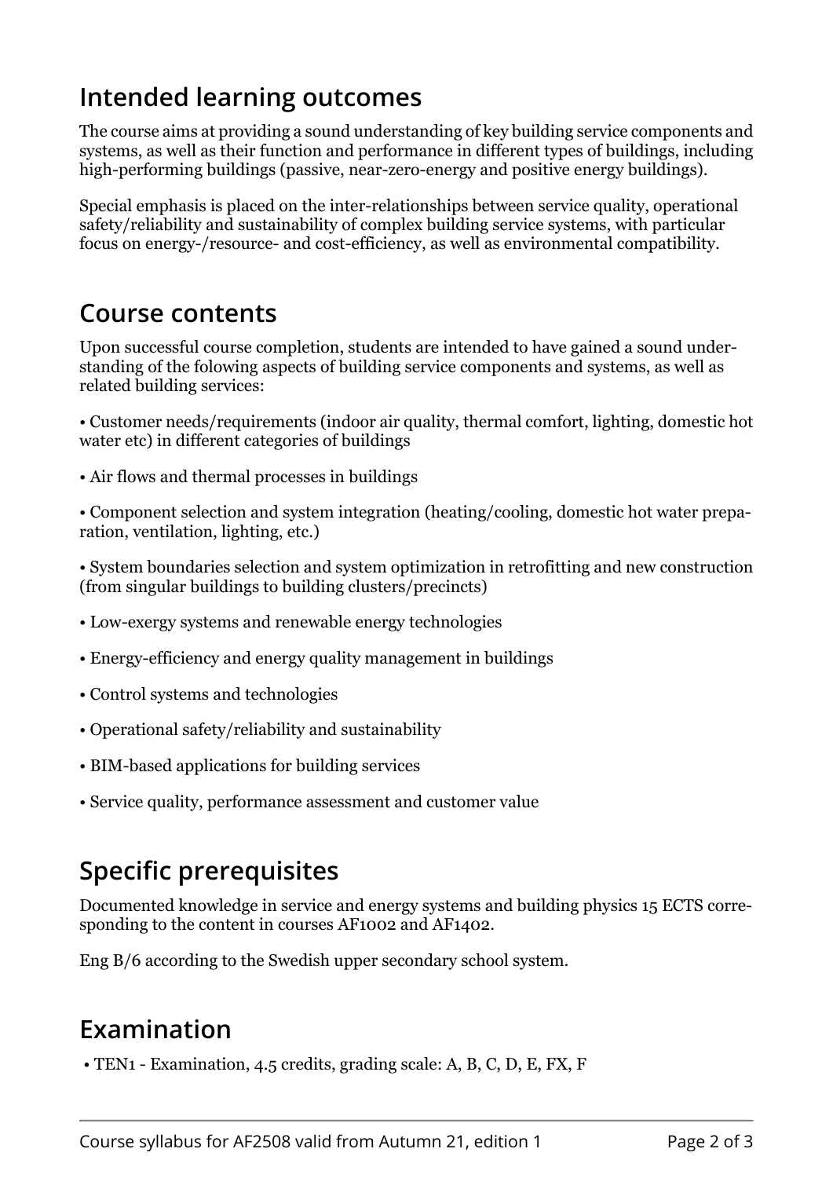## Intended learning outcomes

The course aims at providing a sound understanding of key building service components and systems, as well as their function and performance in different types of buildings, including high-performing buildings (passive, near-zero-energy and positive energy buildings).

Special emphasis is placed on the inter-relationships between service quality, operational safety/reliability and sustainability of complex building service systems, with particular focus on energy-/resource- and cost-efficiency, as well as environmental compatibility.

## Course contents

Upon successful course completion, students are intended to have gained a sound understanding of the folowing aspects of building service components and systems, as well as related building services:

- Customer needs/requirements (indoor air quality, thermal comfort, lighting, domestic hot water etc) in different categories of buildings
- Air flows and thermal processes in buildings
- Component selection and system integration (heating/cooling, domestic hot water preparation, ventilation, lighting, etc.)
- System boundaries selection and system optimization in retrofitting and new construction (from singular buildings to building clusters/precincts)
- Low-exergy systems and renewable energy technologies
- Energy-efficiency and energy quality management in buildings
- Control systems and technologies
- Operational safety/reliability and sustainability
- BIM-based applications for building services
- Service quality, performance assessment and customer value

## Specific prerequisites

Documented knowledge in service and energy systems and building physics 15 ECTS corresponding to the content in courses AF1002 and AF1402.

Eng B/6 according to the Swedish upper secondary school system.

## Examination

- TEN1 - Examination, 4.5 credits, grading scale: A, B, C, D, E, FX, F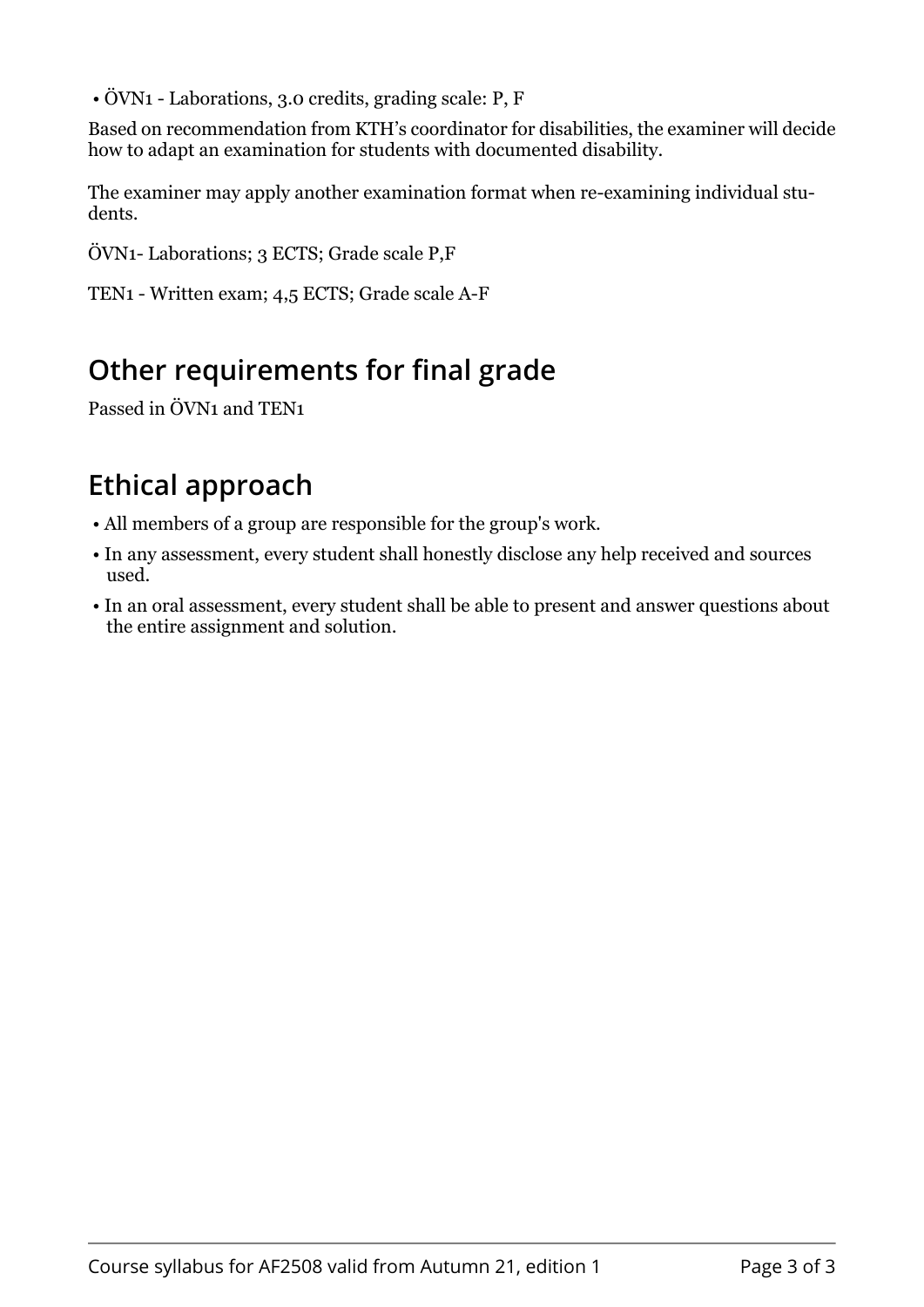- ÖVN1 - Laborations, 3.0 credits, grading scale: P, F

Based on recommendation from KTH's coordinator for disabilities, the examiner will decide how to adapt an examination for students with documented disability.

The examiner may apply another examination format when re-examining individual students.

ÖVN1- Laborations; 3 ECTS; Grade scale P,F

TEN1 - Written exam; 4,5 ECTS; Grade scale A-F

## Other requirements for final grade

Passed in ÖVN1 and TEN1

## Ethical approach

- All members of a group are responsible for the group's work.
- In any assessment, every student shall honestly disclose any help received and sources used.
- In an oral assessment, every student shall be able to present and answer questions about the entire assignment and solution.